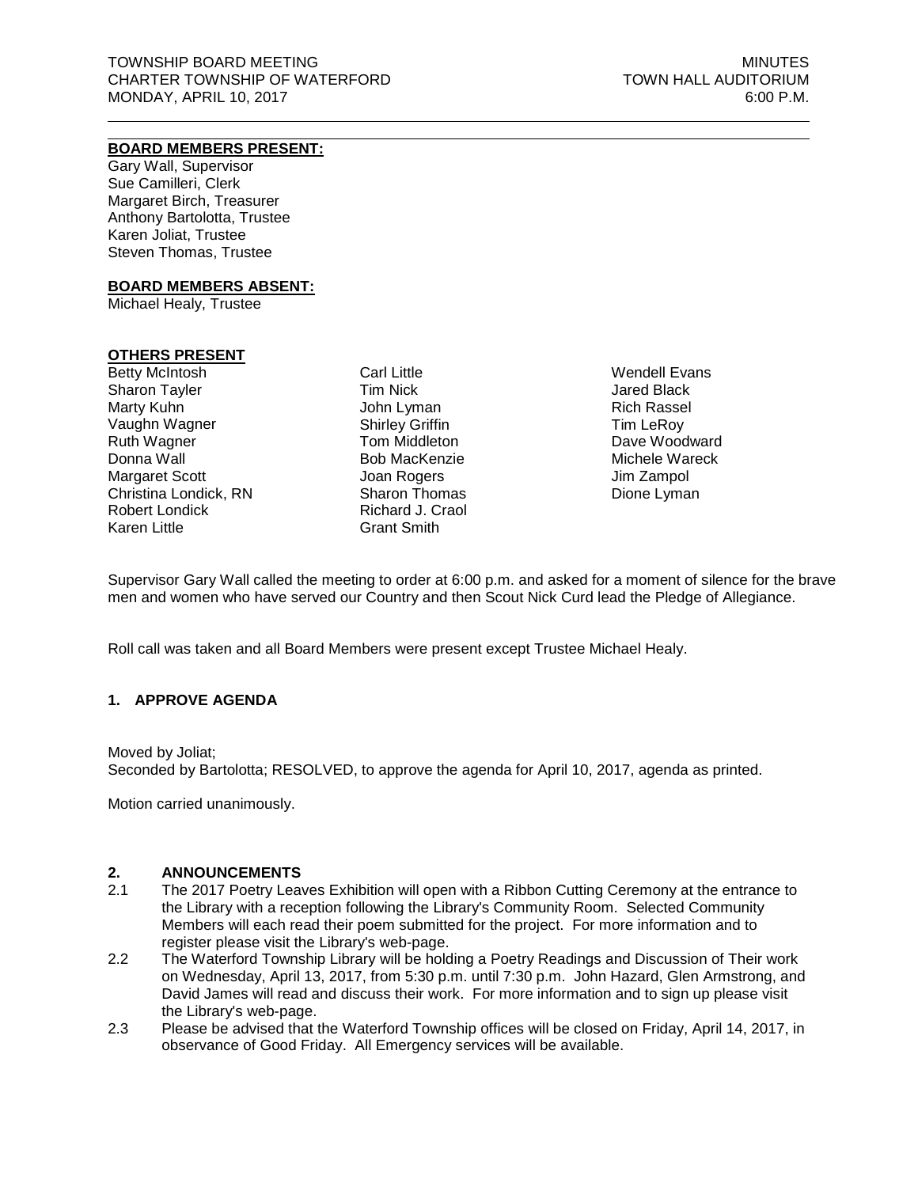TOWNSHIP BOARD MEETING
CHARTER TOWNSHIP OF WATERFORD
MONDAY, APRIL 10, 2017

MINUTES
TOWN HALL AUDITORIUM
6:00 P.M.

---

**BOARD MEMBERS PRESENT:**

Gary Wall, Supervisor
Sue Camilleri, Clerk
Margaret Birch, Treasurer
Anthony Bartolotta, Trustee
Karen Joliat, Trustee
Steven Thomas, Trustee

**BOARD MEMBERS ABSENT:**

Michael Healy, Trustee

**OTHERS PRESENT**

Betty McIntosh
Sharon Tayler
Marty Kuhn
Vaughn Wagner
Ruth Wagner
Donna Wall
Margaret Scott
Christina Londick, RN
Robert Londick
Karen Little
Carl Little
Tim Nick
John Lyman
Shirley Griffin
Tom Middleton
Bob MacKenzie
Joan Rogers
Sharon Thomas
Richard J. Craol
Grant Smith
Wendell Evans
Jared Black
Rich Rassel
Tim LeRoy
Dave Woodward
Michele Wareck
Jim Zampol
Dione Lyman

Supervisor Gary Wall called the meeting to order at 6:00 p.m. and asked for a moment of silence for the brave men and women who have served our Country and then Scout Nick Curd lead the Pledge of Allegiance.

Roll call was taken and all Board Members were present except Trustee Michael Healy.

### 1. APPROVE AGENDA

Moved by Joliat;
Seconded by Bartolotta; RESOLVED, to approve the agenda for April 10, 2017, agenda as printed.

Motion carried unanimously.

### 2. ANNOUNCEMENTS

2.1 The 2017 Poetry Leaves Exhibition will open with a Ribbon Cutting Ceremony at the entrance to the Library with a reception following the Library's Community Room. Selected Community Members will each read their poem submitted for the project. For more information and to register please visit the Library's web-page.

2.2 The Waterford Township Library will be holding a Poetry Readings and Discussion of Their work on Wednesday, April 13, 2017, from 5:30 p.m. until 7:30 p.m. John Hazard, Glen Armstrong, and David James will read and discuss their work. For more information and to sign up please visit the Library's web-page.

2.3 Please be advised that the Waterford Township offices will be closed on Friday, April 14, 2017, in observance of Good Friday. All Emergency services will be available.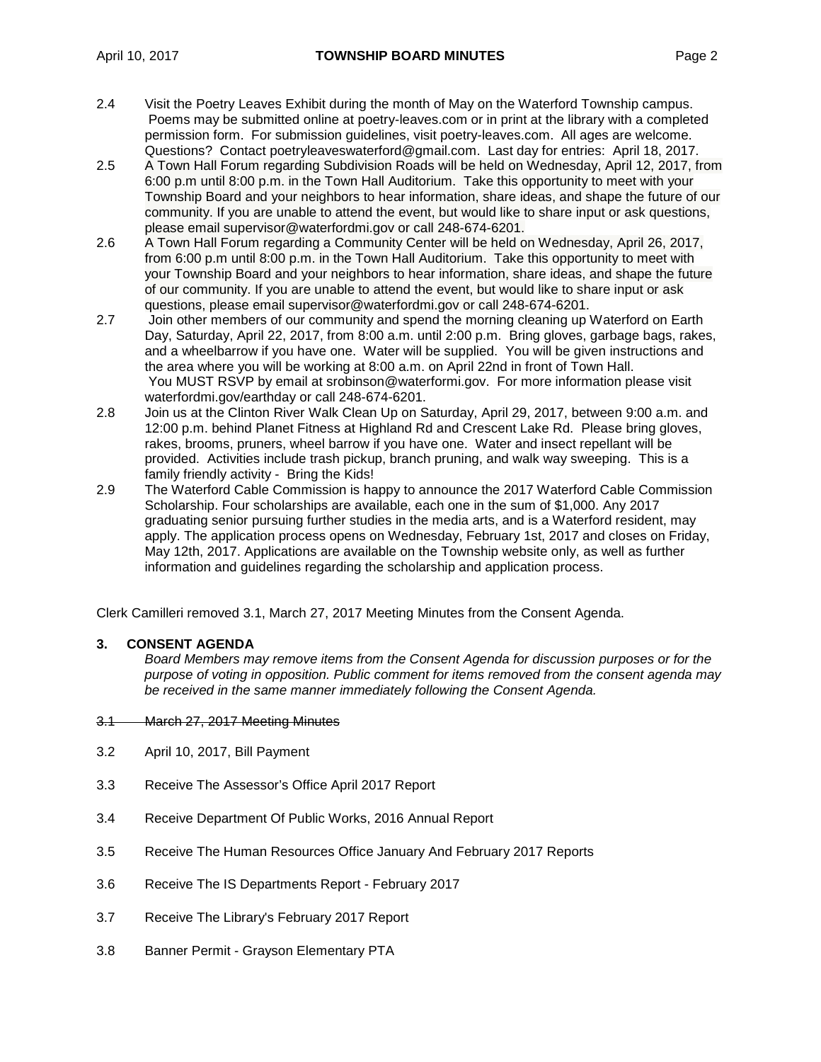2.4 Visit the Poetry Leaves Exhibit during the month of May on the Waterford Township campus. Poems may be submitted online at poetry-leaves.com or in print at the library with a completed permission form. For submission guidelines, visit poetry-leaves.com. All ages are welcome. Questions? Contact poetryleaveswaterford@gmail.com. Last day for entries: April 18, 2017.

2.5 A Town Hall Forum regarding Subdivision Roads will be held on Wednesday, April 12, 2017, from 6:00 p.m until 8:00 p.m. in the Town Hall Auditorium. Take this opportunity to meet with your Township Board and your neighbors to hear information, share ideas, and shape the future of our community. If you are unable to attend the event, but would like to share input or ask questions, please email supervisor@waterfordmi.gov or call 248-674-6201.

2.6 A Town Hall Forum regarding a Community Center will be held on Wednesday, April 26, 2017, from 6:00 p.m until 8:00 p.m. in the Town Hall Auditorium. Take this opportunity to meet with your Township Board and your neighbors to hear information, share ideas, and shape the future of our community. If you are unable to attend the event, but would like to share input or ask questions, please email supervisor@waterfordmi.gov or call 248-674-6201.

2.7 Join other members of our community and spend the morning cleaning up Waterford on Earth Day, Saturday, April 22, 2017, from 8:00 a.m. until 2:00 p.m. Bring gloves, garbage bags, rakes, and a wheelbarrow if you have one. Water will be supplied. You will be given instructions and the area where you will be working at 8:00 a.m. on April 22nd in front of Town Hall. You MUST RSVP by email at srobinson@waterformi.gov. For more information please visit waterfordmi.gov/earthday or call 248-674-6201.

2.8 Join us at the Clinton River Walk Clean Up on Saturday, April 29, 2017, between 9:00 a.m. and 12:00 p.m. behind Planet Fitness at Highland Rd and Crescent Lake Rd. Please bring gloves, rakes, brooms, pruners, wheel barrow if you have one. Water and insect repellant will be provided. Activities include trash pickup, branch pruning, and walk way sweeping. This is a family friendly activity - Bring the Kids!

2.9 The Waterford Cable Commission is happy to announce the 2017 Waterford Cable Commission Scholarship. Four scholarships are available, each one in the sum of $1,000. Any 2017 graduating senior pursuing further studies in the media arts, and is a Waterford resident, may apply. The application process opens on Wednesday, February 1st, 2017 and closes on Friday, May 12th, 2017. Applications are available on the Township website only, as well as further information and guidelines regarding the scholarship and application process.

Clerk Camilleri removed 3.1, March 27, 2017 Meeting Minutes from the Consent Agenda.

## 3. CONSENT AGENDA

*Board Members may remove items from the Consent Agenda for discussion purposes or for the purpose of voting in opposition. Public comment for items removed from the consent agenda may be received in the same manner immediately following the Consent Agenda.*

~~3.1 March 27, 2017 Meeting Minutes~~

3.2 April 10, 2017, Bill Payment

3.3 Receive The Assessor's Office April 2017 Report

3.4 Receive Department Of Public Works, 2016 Annual Report

3.5 Receive The Human Resources Office January And February 2017 Reports

3.6 Receive The IS Departments Report - February 2017

3.7 Receive The Library's February 2017 Report

3.8 Banner Permit - Grayson Elementary PTA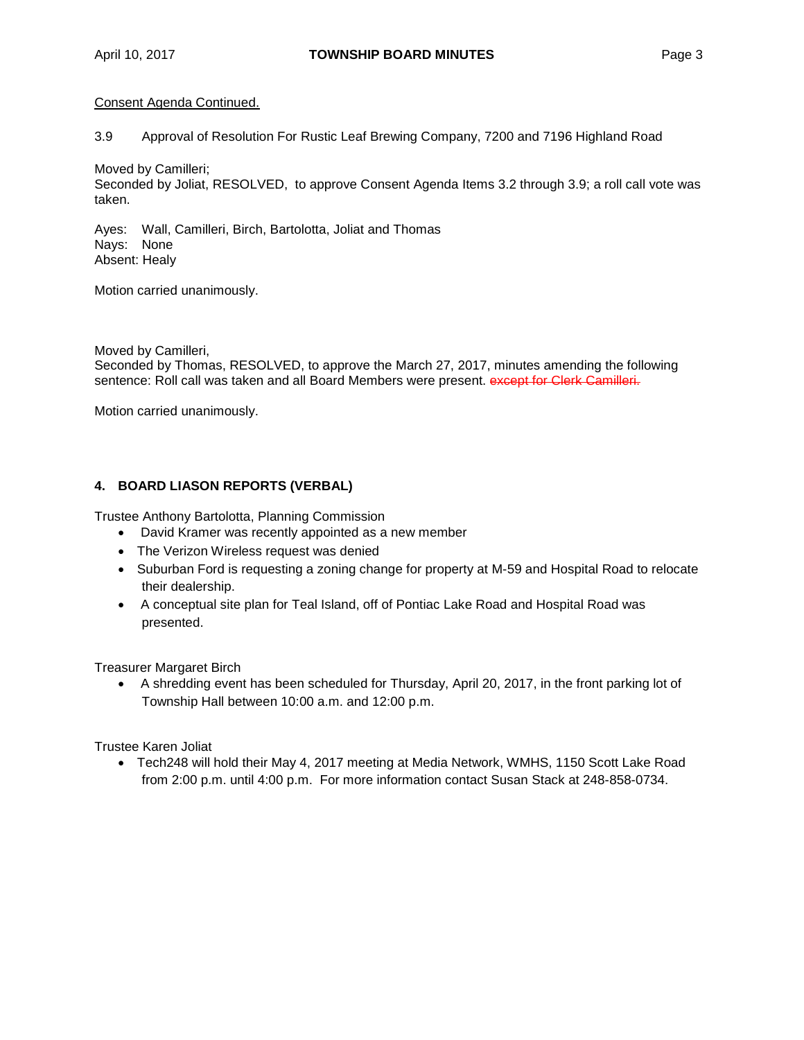Consent Agenda Continued.

3.9 Approval of Resolution For Rustic Leaf Brewing Company, 7200 and 7196 Highland Road

Moved by Camilleri;
Seconded by Joliat, RESOLVED, to approve Consent Agenda Items 3.2 through 3.9; a roll call vote was taken.

Ayes: Wall, Camilleri, Birch, Bartolotta, Joliat and Thomas
Nays: None
Absent: Healy

Motion carried unanimously.

Moved by Camilleri,
Seconded by Thomas, RESOLVED, to approve the March 27, 2017, minutes amending the following sentence: Roll call was taken and all Board Members were present. ~~except for Clerk Camilleri.~~

Motion carried unanimously.

### 4. BOARD LIASON REPORTS (VERBAL)

Trustee Anthony Bartolotta, Planning Commission

- David Kramer was recently appointed as a new member
- The Verizon Wireless request was denied
- Suburban Ford is requesting a zoning change for property at M-59 and Hospital Road to relocate their dealership.
- A conceptual site plan for Teal Island, off of Pontiac Lake Road and Hospital Road was presented.

Treasurer Margaret Birch

- A shredding event has been scheduled for Thursday, April 20, 2017, in the front parking lot of Township Hall between 10:00 a.m. and 12:00 p.m.

Trustee Karen Joliat

- Tech248 will hold their May 4, 2017 meeting at Media Network, WMHS, 1150 Scott Lake Road from 2:00 p.m. until 4:00 p.m. For more information contact Susan Stack at 248-858-0734.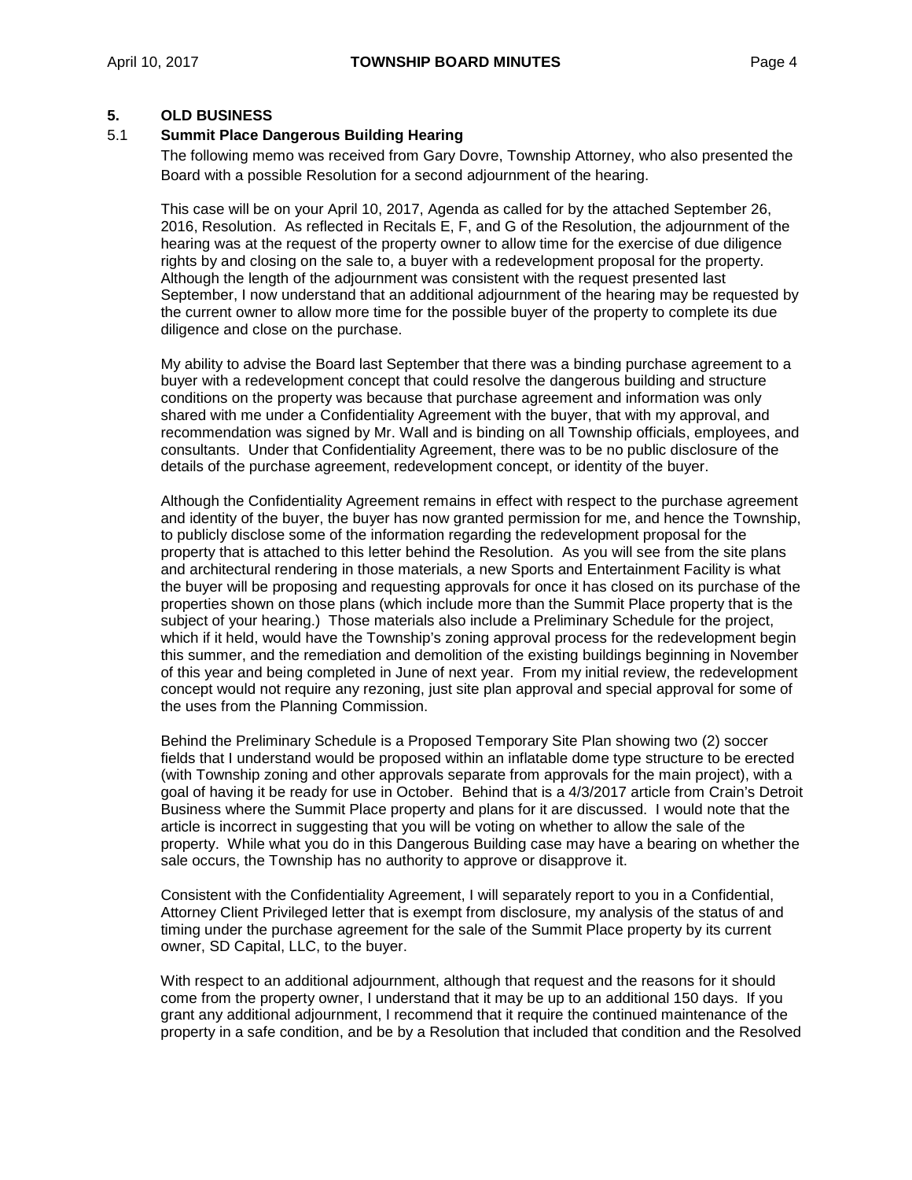## 5. OLD BUSINESS

### 5.1 Summit Place Dangerous Building Hearing

The following memo was received from Gary Dovre, Township Attorney, who also presented the Board with a possible Resolution for a second adjournment of the hearing.

This case will be on your April 10, 2017, Agenda as called for by the attached September 26, 2016, Resolution. As reflected in Recitals E, F, and G of the Resolution, the adjournment of the hearing was at the request of the property owner to allow time for the exercise of due diligence rights by and closing on the sale to, a buyer with a redevelopment proposal for the property. Although the length of the adjournment was consistent with the request presented last September, I now understand that an additional adjournment of the hearing may be requested by the current owner to allow more time for the possible buyer of the property to complete its due diligence and close on the purchase.

My ability to advise the Board last September that there was a binding purchase agreement to a buyer with a redevelopment concept that could resolve the dangerous building and structure conditions on the property was because that purchase agreement and information was only shared with me under a Confidentiality Agreement with the buyer, that with my approval, and recommendation was signed by Mr. Wall and is binding on all Township officials, employees, and consultants. Under that Confidentiality Agreement, there was to be no public disclosure of the details of the purchase agreement, redevelopment concept, or identity of the buyer.

Although the Confidentiality Agreement remains in effect with respect to the purchase agreement and identity of the buyer, the buyer has now granted permission for me, and hence the Township, to publicly disclose some of the information regarding the redevelopment proposal for the property that is attached to this letter behind the Resolution. As you will see from the site plans and architectural rendering in those materials, a new Sports and Entertainment Facility is what the buyer will be proposing and requesting approvals for once it has closed on its purchase of the properties shown on those plans (which include more than the Summit Place property that is the subject of your hearing.) Those materials also include a Preliminary Schedule for the project, which if it held, would have the Township's zoning approval process for the redevelopment begin this summer, and the remediation and demolition of the existing buildings beginning in November of this year and being completed in June of next year. From my initial review, the redevelopment concept would not require any rezoning, just site plan approval and special approval for some of the uses from the Planning Commission.

Behind the Preliminary Schedule is a Proposed Temporary Site Plan showing two (2) soccer fields that I understand would be proposed within an inflatable dome type structure to be erected (with Township zoning and other approvals separate from approvals for the main project), with a goal of having it be ready for use in October. Behind that is a 4/3/2017 article from Crain's Detroit Business where the Summit Place property and plans for it are discussed. I would note that the article is incorrect in suggesting that you will be voting on whether to allow the sale of the property. While what you do in this Dangerous Building case may have a bearing on whether the sale occurs, the Township has no authority to approve or disapprove it.

Consistent with the Confidentiality Agreement, I will separately report to you in a Confidential, Attorney Client Privileged letter that is exempt from disclosure, my analysis of the status of and timing under the purchase agreement for the sale of the Summit Place property by its current owner, SD Capital, LLC, to the buyer.

With respect to an additional adjournment, although that request and the reasons for it should come from the property owner, I understand that it may be up to an additional 150 days. If you grant any additional adjournment, I recommend that it require the continued maintenance of the property in a safe condition, and be by a Resolution that included that condition and the Resolved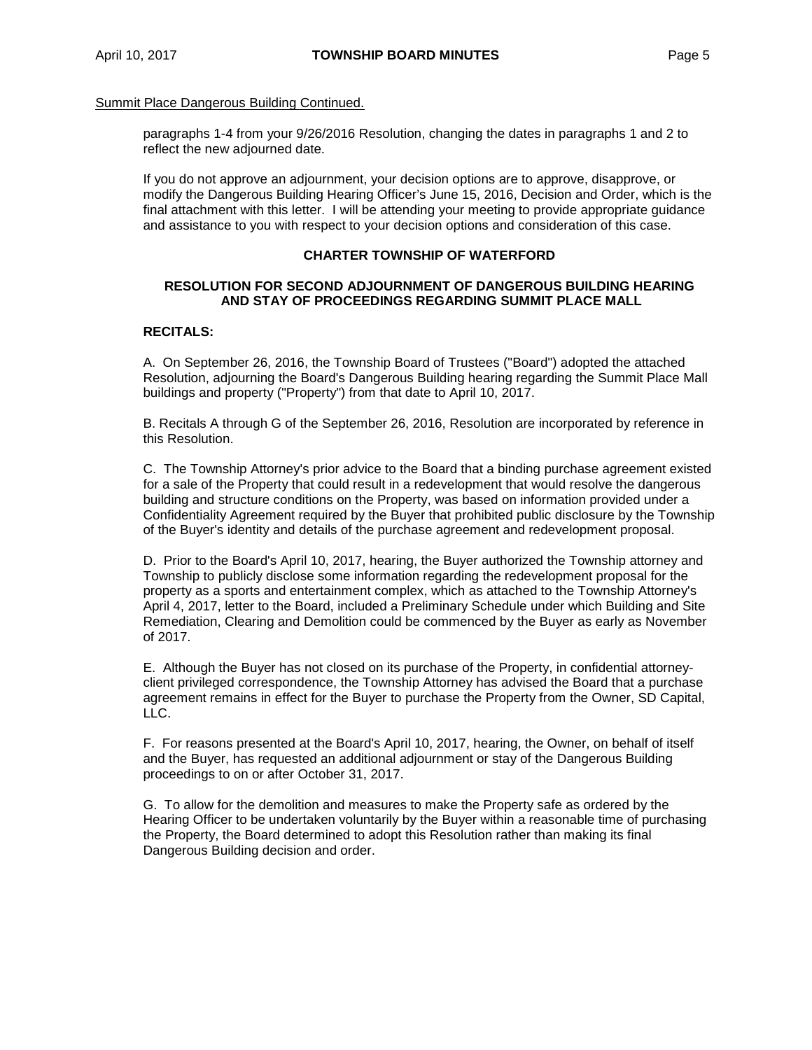Summit Place Dangerous Building Continued.

paragraphs 1-4 from your 9/26/2016 Resolution, changing the dates in paragraphs 1 and 2 to reflect the new adjourned date.

If you do not approve an adjournment, your decision options are to approve, disapprove, or modify the Dangerous Building Hearing Officer's June 15, 2016, Decision and Order, which is the final attachment with this letter. I will be attending your meeting to provide appropriate guidance and assistance to you with respect to your decision options and consideration of this case.

**CHARTER TOWNSHIP OF WATERFORD**

**RESOLUTION FOR SECOND ADJOURNMENT OF DANGEROUS BUILDING HEARING AND STAY OF PROCEEDINGS REGARDING SUMMIT PLACE MALL**

**RECITALS:**

A. On September 26, 2016, the Township Board of Trustees ("Board") adopted the attached Resolution, adjourning the Board's Dangerous Building hearing regarding the Summit Place Mall buildings and property ("Property") from that date to April 10, 2017.

B. Recitals A through G of the September 26, 2016, Resolution are incorporated by reference in this Resolution.

C. The Township Attorney's prior advice to the Board that a binding purchase agreement existed for a sale of the Property that could result in a redevelopment that would resolve the dangerous building and structure conditions on the Property, was based on information provided under a Confidentiality Agreement required by the Buyer that prohibited public disclosure by the Township of the Buyer's identity and details of the purchase agreement and redevelopment proposal.

D. Prior to the Board's April 10, 2017, hearing, the Buyer authorized the Township attorney and Township to publicly disclose some information regarding the redevelopment proposal for the property as a sports and entertainment complex, which as attached to the Township Attorney's April 4, 2017, letter to the Board, included a Preliminary Schedule under which Building and Site Remediation, Clearing and Demolition could be commenced by the Buyer as early as November of 2017.

E. Although the Buyer has not closed on its purchase of the Property, in confidential attorney-client privileged correspondence, the Township Attorney has advised the Board that a purchase agreement remains in effect for the Buyer to purchase the Property from the Owner, SD Capital, LLC.

F. For reasons presented at the Board's April 10, 2017, hearing, the Owner, on behalf of itself and the Buyer, has requested an additional adjournment or stay of the Dangerous Building proceedings to on or after October 31, 2017.

G. To allow for the demolition and measures to make the Property safe as ordered by the Hearing Officer to be undertaken voluntarily by the Buyer within a reasonable time of purchasing the Property, the Board determined to adopt this Resolution rather than making its final Dangerous Building decision and order.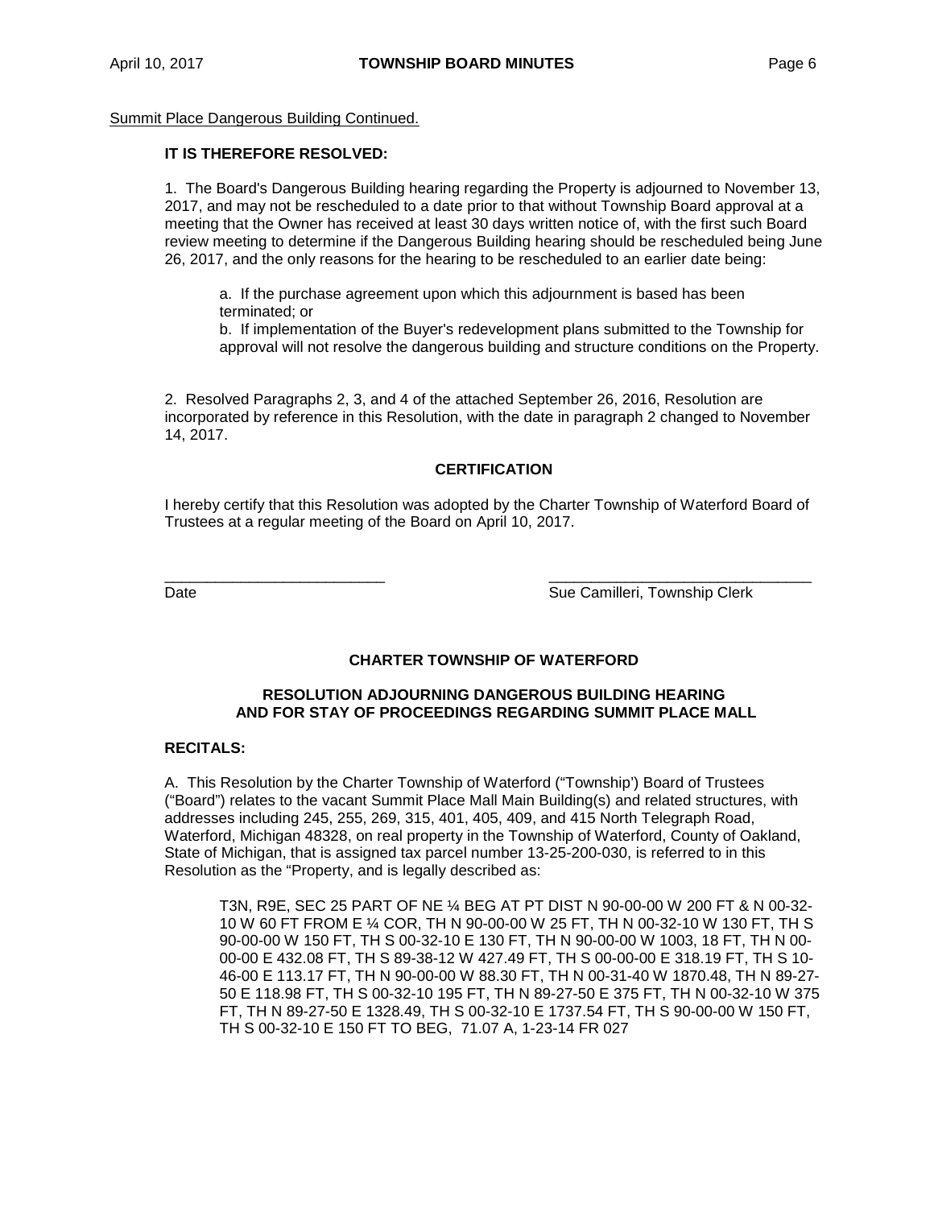Summit Place Dangerous Building Continued.

**IT IS THEREFORE RESOLVED:**

1. The Board's Dangerous Building hearing regarding the Property is adjourned to November 13, 2017, and may not be rescheduled to a date prior to that without Township Board approval at a meeting that the Owner has received at least 30 days written notice of, with the first such Board review meeting to determine if the Dangerous Building hearing should be rescheduled being June 26, 2017, and the only reasons for the hearing to be rescheduled to an earlier date being:

   a. If the purchase agreement upon which this adjournment is based has been terminated; or

   b. If implementation of the Buyer's redevelopment plans submitted to the Township for approval will not resolve the dangerous building and structure conditions on the Property.

2. Resolved Paragraphs 2, 3, and 4 of the attached September 26, 2016, Resolution are incorporated by reference in this Resolution, with the date in paragraph 2 changed to November 14, 2017.

**CERTIFICATION**

I hereby certify that this Resolution was adopted by the Charter Township of Waterford Board of Trustees at a regular meeting of the Board on April 10, 2017.

___________________________ ________________________________

Date Sue Camilleri, Township Clerk

**CHARTER TOWNSHIP OF WATERFORD**

**RESOLUTION ADJOURNING DANGEROUS BUILDING HEARING AND FOR STAY OF PROCEEDINGS REGARDING SUMMIT PLACE MALL**

**RECITALS:**

A. This Resolution by the Charter Township of Waterford ("Township') Board of Trustees ("Board") relates to the vacant Summit Place Mall Main Building(s) and related structures, with addresses including 245, 255, 269, 315, 401, 405, 409, and 415 North Telegraph Road, Waterford, Michigan 48328, on real property in the Township of Waterford, County of Oakland, State of Michigan, that is assigned tax parcel number 13-25-200-030, is referred to in this Resolution as the "Property, and is legally described as:

> T3N, R9E, SEC 25 PART OF NE ¼ BEG AT PT DIST N 90-00-00 W 200 FT & N 00-32-10 W 60 FT FROM E ¼ COR, TH N 90-00-00 W 25 FT, TH N 00-32-10 W 130 FT, TH S 90-00-00 W 150 FT, TH S 00-32-10 E 130 FT, TH N 90-00-00 W 1003, 18 FT, TH N 00-00-00 E 432.08 FT, TH S 89-38-12 W 427.49 FT, TH S 00-00-00 E 318.19 FT, TH S 10-46-00 E 113.17 FT, TH N 90-00-00 W 88.30 FT, TH N 00-31-40 W 1870.48, TH N 89-27-50 E 118.98 FT, TH S 00-32-10 195 FT, TH N 89-27-50 E 375 FT, TH N 00-32-10 W 375 FT, TH N 89-27-50 E 1328.49, TH S 00-32-10 E 1737.54 FT, TH S 90-00-00 W 150 FT, TH S 00-32-10 E 150 FT TO BEG, 71.07 A, 1-23-14 FR 027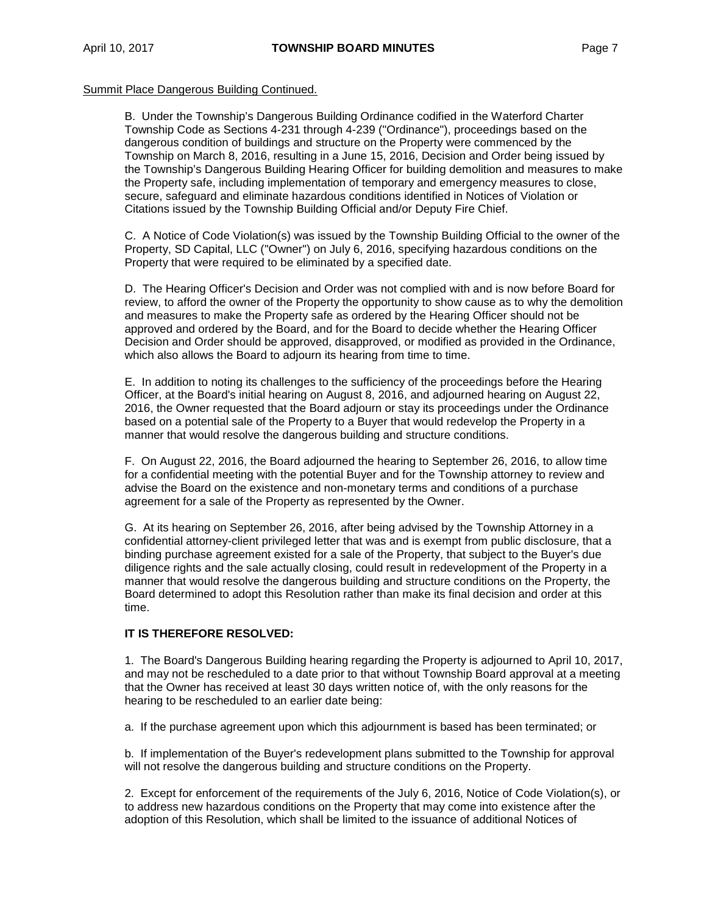Summit Place Dangerous Building Continued.

B. Under the Township's Dangerous Building Ordinance codified in the Waterford Charter Township Code as Sections 4-231 through 4-239 ("Ordinance"), proceedings based on the dangerous condition of buildings and structure on the Property were commenced by the Township on March 8, 2016, resulting in a June 15, 2016, Decision and Order being issued by the Township's Dangerous Building Hearing Officer for building demolition and measures to make the Property safe, including implementation of temporary and emergency measures to close, secure, safeguard and eliminate hazardous conditions identified in Notices of Violation or Citations issued by the Township Building Official and/or Deputy Fire Chief.

C. A Notice of Code Violation(s) was issued by the Township Building Official to the owner of the Property, SD Capital, LLC ("Owner") on July 6, 2016, specifying hazardous conditions on the Property that were required to be eliminated by a specified date.

D. The Hearing Officer's Decision and Order was not complied with and is now before Board for review, to afford the owner of the Property the opportunity to show cause as to why the demolition and measures to make the Property safe as ordered by the Hearing Officer should not be approved and ordered by the Board, and for the Board to decide whether the Hearing Officer Decision and Order should be approved, disapproved, or modified as provided in the Ordinance, which also allows the Board to adjourn its hearing from time to time.

E. In addition to noting its challenges to the sufficiency of the proceedings before the Hearing Officer, at the Board's initial hearing on August 8, 2016, and adjourned hearing on August 22, 2016, the Owner requested that the Board adjourn or stay its proceedings under the Ordinance based on a potential sale of the Property to a Buyer that would redevelop the Property in a manner that would resolve the dangerous building and structure conditions.

F. On August 22, 2016, the Board adjourned the hearing to September 26, 2016, to allow time for a confidential meeting with the potential Buyer and for the Township attorney to review and advise the Board on the existence and non-monetary terms and conditions of a purchase agreement for a sale of the Property as represented by the Owner.

G. At its hearing on September 26, 2016, after being advised by the Township Attorney in a confidential attorney-client privileged letter that was and is exempt from public disclosure, that a binding purchase agreement existed for a sale of the Property, that subject to the Buyer's due diligence rights and the sale actually closing, could result in redevelopment of the Property in a manner that would resolve the dangerous building and structure conditions on the Property, the Board determined to adopt this Resolution rather than make its final decision and order at this time.

**IT IS THEREFORE RESOLVED:**

1. The Board's Dangerous Building hearing regarding the Property is adjourned to April 10, 2017, and may not be rescheduled to a date prior to that without Township Board approval at a meeting that the Owner has received at least 30 days written notice of, with the only reasons for the hearing to be rescheduled to an earlier date being:

a. If the purchase agreement upon which this adjournment is based has been terminated; or

b. If implementation of the Buyer's redevelopment plans submitted to the Township for approval will not resolve the dangerous building and structure conditions on the Property.

2. Except for enforcement of the requirements of the July 6, 2016, Notice of Code Violation(s), or to address new hazardous conditions on the Property that may come into existence after the adoption of this Resolution, which shall be limited to the issuance of additional Notices of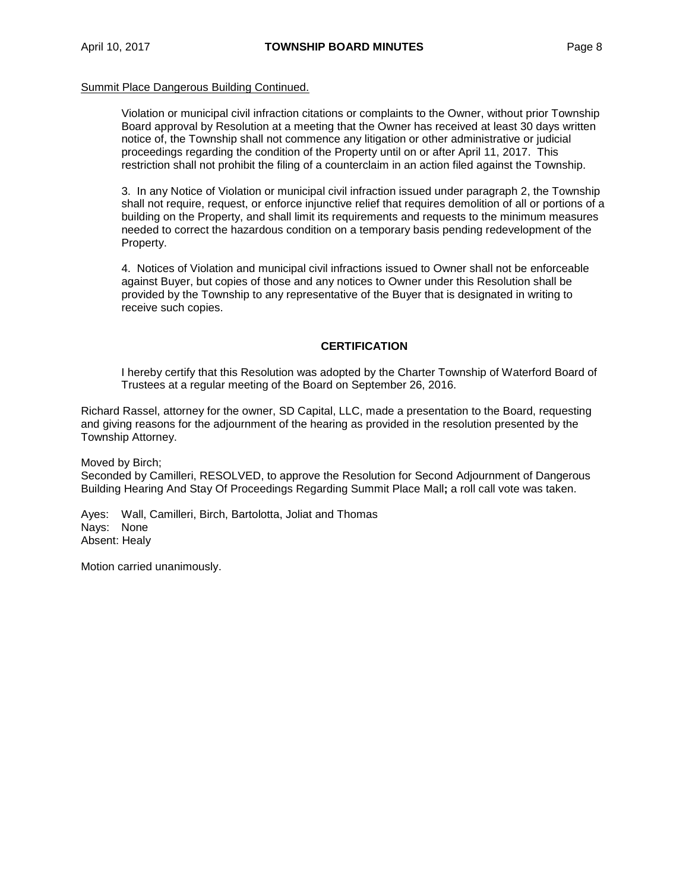Summit Place Dangerous Building Continued.

Violation or municipal civil infraction citations or complaints to the Owner, without prior Township Board approval by Resolution at a meeting that the Owner has received at least 30 days written notice of, the Township shall not commence any litigation or other administrative or judicial proceedings regarding the condition of the Property until on or after April 11, 2017. This restriction shall not prohibit the filing of a counterclaim in an action filed against the Township.

3. In any Notice of Violation or municipal civil infraction issued under paragraph 2, the Township shall not require, request, or enforce injunctive relief that requires demolition of all or portions of a building on the Property, and shall limit its requirements and requests to the minimum measures needed to correct the hazardous condition on a temporary basis pending redevelopment of the Property.

4. Notices of Violation and municipal civil infractions issued to Owner shall not be enforceable against Buyer, but copies of those and any notices to Owner under this Resolution shall be provided by the Township to any representative of the Buyer that is designated in writing to receive such copies.

**CERTIFICATION**

I hereby certify that this Resolution was adopted by the Charter Township of Waterford Board of Trustees at a regular meeting of the Board on September 26, 2016.

Richard Rassel, attorney for the owner, SD Capital, LLC, made a presentation to the Board, requesting and giving reasons for the adjournment of the hearing as provided in the resolution presented by the Township Attorney.

Moved by Birch;
Seconded by Camilleri, RESOLVED, to approve the Resolution for Second Adjournment of Dangerous Building Hearing And Stay Of Proceedings Regarding Summit Place Mall**;** a roll call vote was taken.

Ayes: Wall, Camilleri, Birch, Bartolotta, Joliat and Thomas
Nays: None
Absent: Healy

Motion carried unanimously.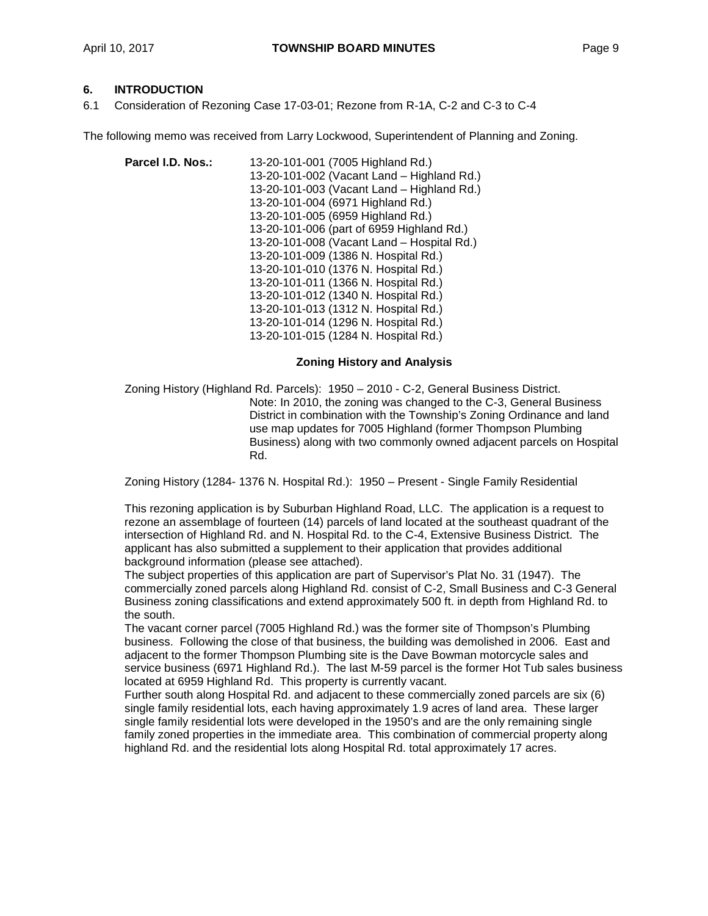## 6. INTRODUCTION

6.1 Consideration of Rezoning Case 17-03-01; Rezone from R-1A, C-2 and C-3 to C-4

The following memo was received from Larry Lockwood, Superintendent of Planning and Zoning.

**Parcel I.D. Nos.:**
13-20-101-001 (7005 Highland Rd.)
13-20-101-002 (Vacant Land – Highland Rd.)
13-20-101-003 (Vacant Land – Highland Rd.)
13-20-101-004 (6971 Highland Rd.)
13-20-101-005 (6959 Highland Rd.)
13-20-101-006 (part of 6959 Highland Rd.)
13-20-101-008 (Vacant Land – Hospital Rd.)
13-20-101-009 (1386 N. Hospital Rd.)
13-20-101-010 (1376 N. Hospital Rd.)
13-20-101-011 (1366 N. Hospital Rd.)
13-20-101-012 (1340 N. Hospital Rd.)
13-20-101-013 (1312 N. Hospital Rd.)
13-20-101-014 (1296 N. Hospital Rd.)
13-20-101-015 (1284 N. Hospital Rd.)

**Zoning History and Analysis**

Zoning History (Highland Rd. Parcels): 1950 – 2010 - C-2, General Business District.
Note: In 2010, the zoning was changed to the C-3, General Business District in combination with the Township's Zoning Ordinance and land use map updates for 7005 Highland (former Thompson Plumbing Business) along with two commonly owned adjacent parcels on Hospital Rd.

Zoning History (1284- 1376 N. Hospital Rd.): 1950 – Present - Single Family Residential

This rezoning application is by Suburban Highland Road, LLC. The application is a request to rezone an assemblage of fourteen (14) parcels of land located at the southeast quadrant of the intersection of Highland Rd. and N. Hospital Rd. to the C-4, Extensive Business District. The applicant has also submitted a supplement to their application that provides additional background information (please see attached).
The subject properties of this application are part of Supervisor's Plat No. 31 (1947). The commercially zoned parcels along Highland Rd. consist of C-2, Small Business and C-3 General Business zoning classifications and extend approximately 500 ft. in depth from Highland Rd. to the south.
The vacant corner parcel (7005 Highland Rd.) was the former site of Thompson's Plumbing business. Following the close of that business, the building was demolished in 2006. East and adjacent to the former Thompson Plumbing site is the Dave Bowman motorcycle sales and service business (6971 Highland Rd.). The last M-59 parcel is the former Hot Tub sales business located at 6959 Highland Rd. This property is currently vacant.
Further south along Hospital Rd. and adjacent to these commercially zoned parcels are six (6) single family residential lots, each having approximately 1.9 acres of land area. These larger single family residential lots were developed in the 1950's and are the only remaining single family zoned properties in the immediate area. This combination of commercial property along highland Rd. and the residential lots along Hospital Rd. total approximately 17 acres.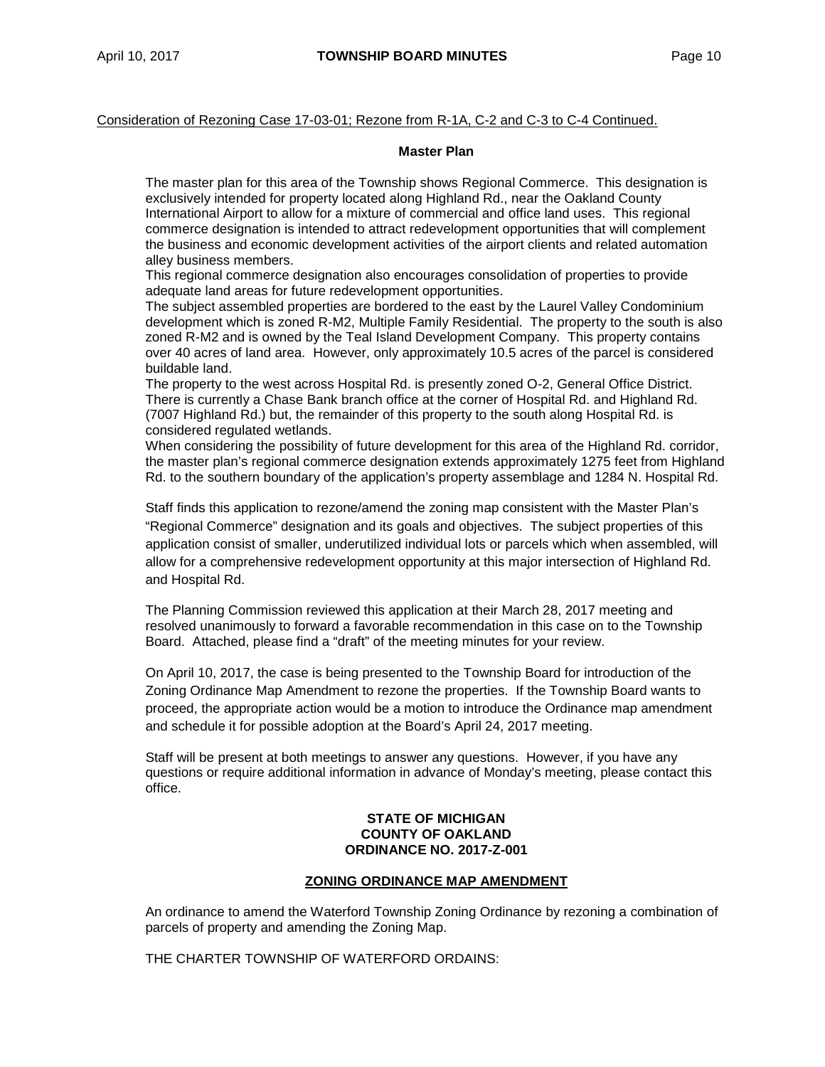Consideration of Rezoning Case 17-03-01; Rezone from R-1A, C-2 and C-3 to C-4 Continued.

**Master Plan**

The master plan for this area of the Township shows Regional Commerce. This designation is exclusively intended for property located along Highland Rd., near the Oakland County International Airport to allow for a mixture of commercial and office land uses. This regional commerce designation is intended to attract redevelopment opportunities that will complement the business and economic development activities of the airport clients and related automation alley business members.

This regional commerce designation also encourages consolidation of properties to provide adequate land areas for future redevelopment opportunities.

The subject assembled properties are bordered to the east by the Laurel Valley Condominium development which is zoned R-M2, Multiple Family Residential. The property to the south is also zoned R-M2 and is owned by the Teal Island Development Company. This property contains over 40 acres of land area. However, only approximately 10.5 acres of the parcel is considered buildable land.

The property to the west across Hospital Rd. is presently zoned O-2, General Office District. There is currently a Chase Bank branch office at the corner of Hospital Rd. and Highland Rd. (7007 Highland Rd.) but, the remainder of this property to the south along Hospital Rd. is considered regulated wetlands.

When considering the possibility of future development for this area of the Highland Rd. corridor, the master plan's regional commerce designation extends approximately 1275 feet from Highland Rd. to the southern boundary of the application's property assemblage and 1284 N. Hospital Rd.

Staff finds this application to rezone/amend the zoning map consistent with the Master Plan's "Regional Commerce" designation and its goals and objectives. The subject properties of this application consist of smaller, underutilized individual lots or parcels which when assembled, will allow for a comprehensive redevelopment opportunity at this major intersection of Highland Rd. and Hospital Rd.

The Planning Commission reviewed this application at their March 28, 2017 meeting and resolved unanimously to forward a favorable recommendation in this case on to the Township Board. Attached, please find a "draft" of the meeting minutes for your review.

On April 10, 2017, the case is being presented to the Township Board for introduction of the Zoning Ordinance Map Amendment to rezone the properties. If the Township Board wants to proceed, the appropriate action would be a motion to introduce the Ordinance map amendment and schedule it for possible adoption at the Board's April 24, 2017 meeting.

Staff will be present at both meetings to answer any questions. However, if you have any questions or require additional information in advance of Monday's meeting, please contact this office.

**STATE OF MICHIGAN**
**COUNTY OF OAKLAND**
**ORDINANCE NO. 2017-Z-001**

**ZONING ORDINANCE MAP AMENDMENT**

An ordinance to amend the Waterford Township Zoning Ordinance by rezoning a combination of parcels of property and amending the Zoning Map.

THE CHARTER TOWNSHIP OF WATERFORD ORDAINS: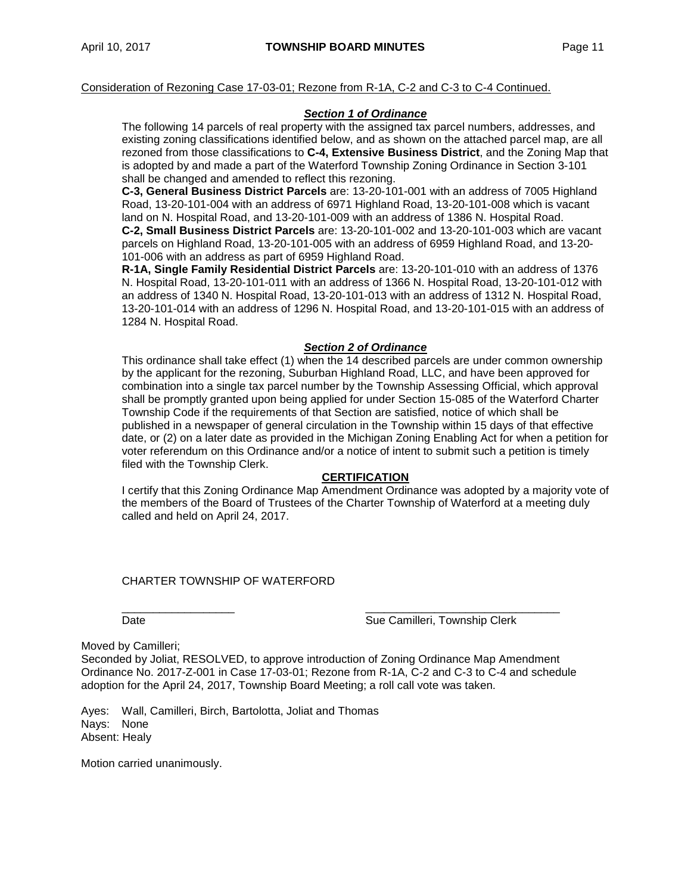Consideration of Rezoning Case 17-03-01; Rezone from R-1A, C-2 and C-3 to C-4 Continued.

***Section 1 of Ordinance***

The following 14 parcels of real property with the assigned tax parcel numbers, addresses, and existing zoning classifications identified below, and as shown on the attached parcel map, are all rezoned from those classifications to **C-4, Extensive Business District**, and the Zoning Map that is adopted by and made a part of the Waterford Township Zoning Ordinance in Section 3-101 shall be changed and amended to reflect this rezoning.

**C-3, General Business District Parcels** are: 13-20-101-001 with an address of 7005 Highland Road, 13-20-101-004 with an address of 6971 Highland Road, 13-20-101-008 which is vacant land on N. Hospital Road, and 13-20-101-009 with an address of 1386 N. Hospital Road.

**C-2, Small Business District Parcels** are: 13-20-101-002 and 13-20-101-003 which are vacant parcels on Highland Road, 13-20-101-005 with an address of 6959 Highland Road, and 13-20-101-006 with an address as part of 6959 Highland Road.

**R-1A, Single Family Residential District Parcels** are: 13-20-101-010 with an address of 1376 N. Hospital Road, 13-20-101-011 with an address of 1366 N. Hospital Road, 13-20-101-012 with an address of 1340 N. Hospital Road, 13-20-101-013 with an address of 1312 N. Hospital Road, 13-20-101-014 with an address of 1296 N. Hospital Road, and 13-20-101-015 with an address of 1284 N. Hospital Road.

***Section 2 of Ordinance***

This ordinance shall take effect (1) when the 14 described parcels are under common ownership by the applicant for the rezoning, Suburban Highland Road, LLC, and have been approved for combination into a single tax parcel number by the Township Assessing Official, which approval shall be promptly granted upon being applied for under Section 15-085 of the Waterford Charter Township Code if the requirements of that Section are satisfied, notice of which shall be published in a newspaper of general circulation in the Township within 15 days of that effective date, or (2) on a later date as provided in the Michigan Zoning Enabling Act for when a petition for voter referendum on this Ordinance and/or a notice of intent to submit such a petition is timely filed with the Township Clerk.

**CERTIFICATION**

I certify that this Zoning Ordinance Map Amendment Ordinance was adopted by a majority vote of the members of the Board of Trustees of the Charter Township of Waterford at a meeting duly called and held on April 24, 2017.

CHARTER TOWNSHIP OF WATERFORD

\_\_\_\_\_\_\_\_\_\_\_\_\_\_\_\_\_\_ \_\_\_\_\_\_\_\_\_\_\_\_\_\_\_\_\_\_\_\_\_\_\_\_\_\_\_\_\_\_

Date Sue Camilleri, Township Clerk

Moved by Camilleri;

Seconded by Joliat, RESOLVED, to approve introduction of Zoning Ordinance Map Amendment Ordinance No. 2017-Z-001 in Case 17-03-01; Rezone from R-1A, C-2 and C-3 to C-4 and schedule adoption for the April 24, 2017, Township Board Meeting; a roll call vote was taken.

Ayes: Wall, Camilleri, Birch, Bartolotta, Joliat and Thomas
Nays: None
Absent: Healy

Motion carried unanimously.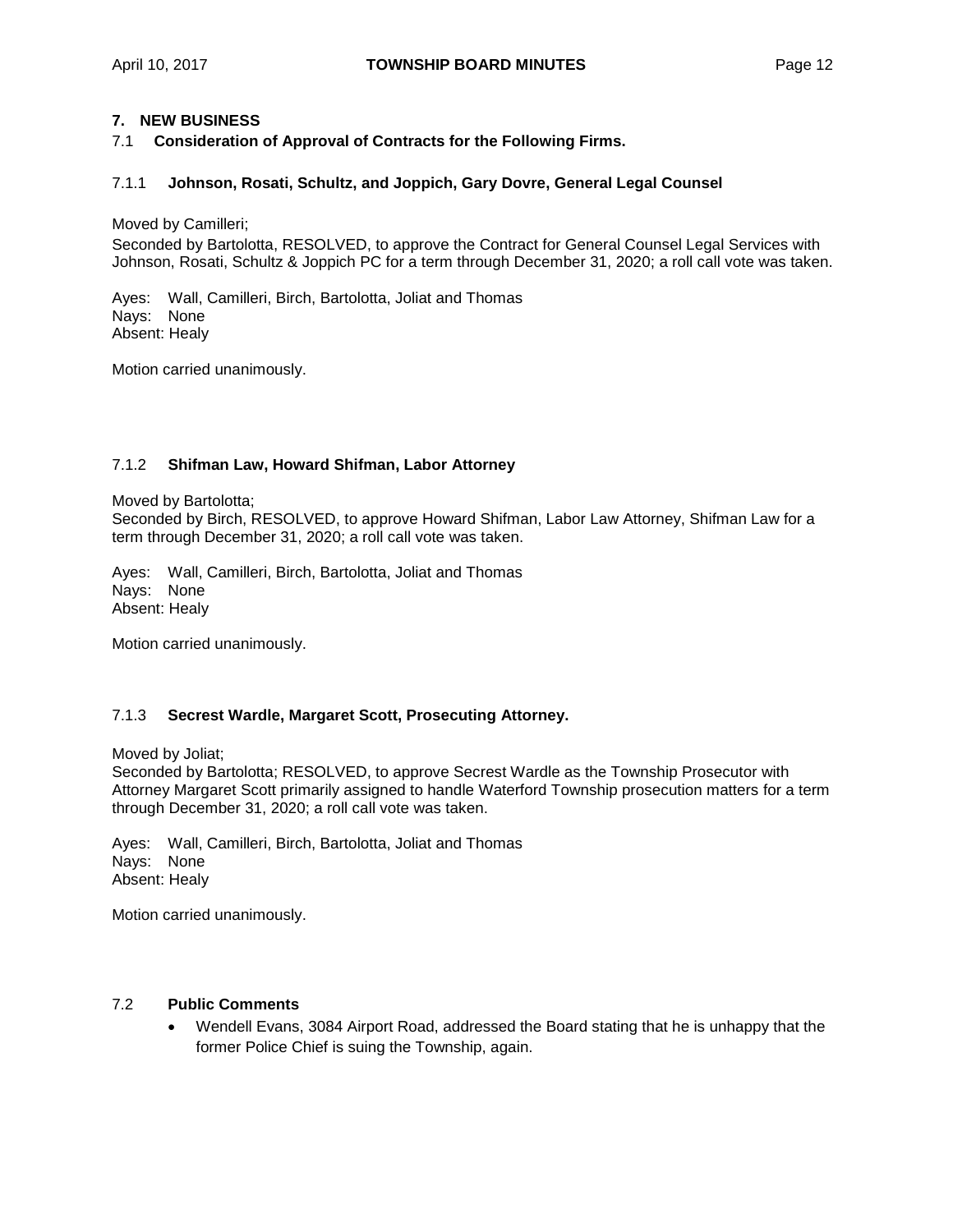## 7. NEW BUSINESS

### 7.1 Consideration of Approval of Contracts for the Following Firms.

#### 7.1.1 Johnson, Rosati, Schultz, and Joppich, Gary Dovre, General Legal Counsel

Moved by Camilleri;

Seconded by Bartolotta, RESOLVED, to approve the Contract for General Counsel Legal Services with Johnson, Rosati, Schultz & Joppich PC for a term through December 31, 2020; a roll call vote was taken.

Ayes: Wall, Camilleri, Birch, Bartolotta, Joliat and Thomas
Nays: None
Absent: Healy

Motion carried unanimously.

#### 7.1.2 Shifman Law, Howard Shifman, Labor Attorney

Moved by Bartolotta;

Seconded by Birch, RESOLVED, to approve Howard Shifman, Labor Law Attorney, Shifman Law for a term through December 31, 2020; a roll call vote was taken.

Ayes: Wall, Camilleri, Birch, Bartolotta, Joliat and Thomas
Nays: None
Absent: Healy

Motion carried unanimously.

#### 7.1.3 Secrest Wardle, Margaret Scott, Prosecuting Attorney.

Moved by Joliat;

Seconded by Bartolotta; RESOLVED, to approve Secrest Wardle as the Township Prosecutor with Attorney Margaret Scott primarily assigned to handle Waterford Township prosecution matters for a term through December 31, 2020; a roll call vote was taken.

Ayes: Wall, Camilleri, Birch, Bartolotta, Joliat and Thomas
Nays: None
Absent: Healy

Motion carried unanimously.

### 7.2 Public Comments

- Wendell Evans, 3084 Airport Road, addressed the Board stating that he is unhappy that the former Police Chief is suing the Township, again.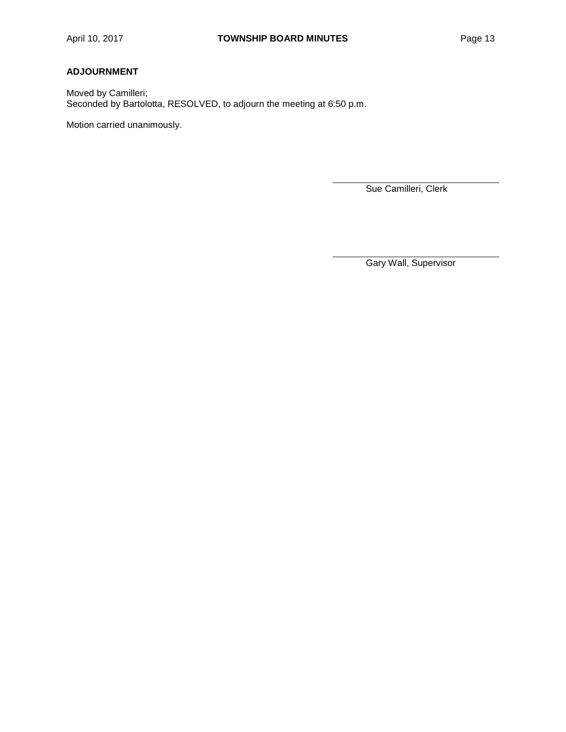**ADJOURNMENT**

Moved by Camilleri;
Seconded by Bartolotta, RESOLVED, to adjourn the meeting at 6:50 p.m.

Motion carried unanimously.

\_\_\_\_\_\_\_\_\_\_\_\_\_\_\_\_\_\_\_\_\_\_\_\_\_\_\_\_\_\_
Sue Camilleri, Clerk

\_\_\_\_\_\_\_\_\_\_\_\_\_\_\_\_\_\_\_\_\_\_\_\_\_\_\_\_\_\_
Gary Wall, Supervisor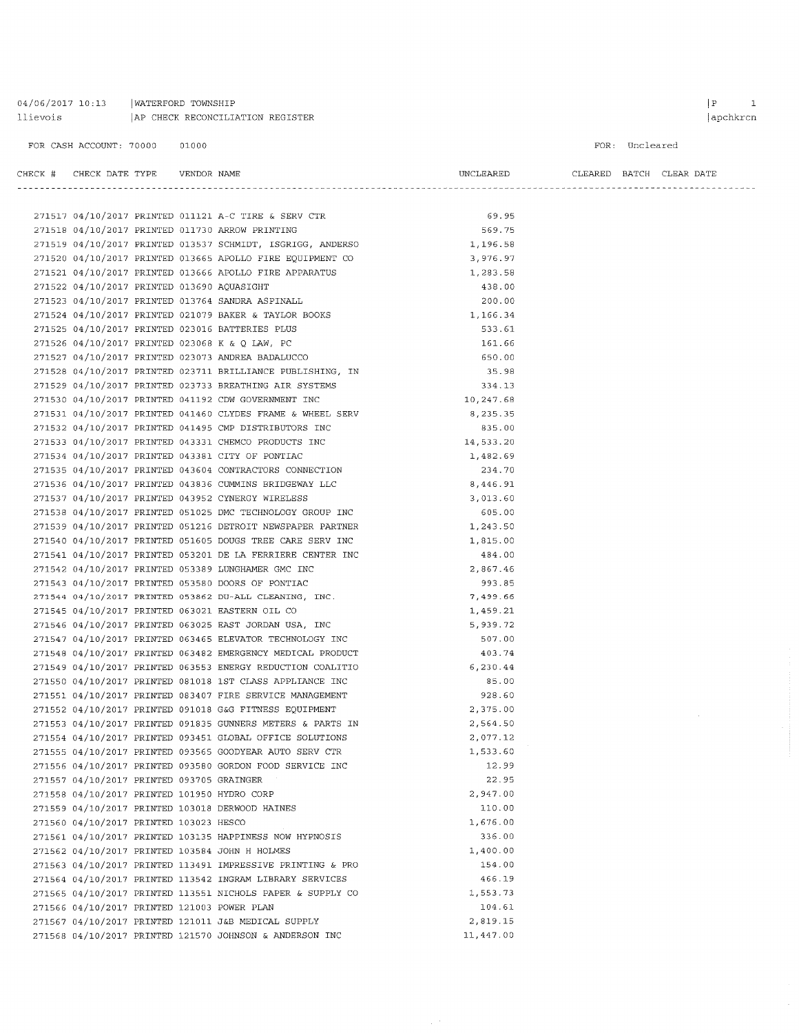04/06/2017 10:13 | WATERFORD TOWNSHIP
llievois | AP CHECK RECONCILIATION REGISTER

FOR CASH ACCOUNT: 70000 01000

FOR: Uncleared

| CHECK # | CHECK DATE | TYPE | VENDOR | NAME | UNCLEARED | CLEARED | BATCH | CLEAR DATE |
|---|---|---|---|---|---|---|---|---|
| 271517 | 04/10/2017 | PRINTED | 011121 | A-C TIRE & SERV CTR | 69.95 | | | |
| 271518 | 04/10/2017 | PRINTED | 011730 | ARROW PRINTING | 569.75 | | | |
| 271519 | 04/10/2017 | PRINTED | 013537 | SCHMIDT, ISGRIGG, ANDERSO | 1,196.58 | | | |
| 271520 | 04/10/2017 | PRINTED | 013665 | APOLLO FIRE EQUIPMENT CO | 3,976.97 | | | |
| 271521 | 04/10/2017 | PRINTED | 013666 | APOLLO FIRE APPARATUS | 1,283.58 | | | |
| 271522 | 04/10/2017 | PRINTED | 013690 | AQUASIGHT | 438.00 | | | |
| 271523 | 04/10/2017 | PRINTED | 013764 | SANDRA ASPINALL | 200.00 | | | |
| 271524 | 04/10/2017 | PRINTED | 021079 | BAKER & TAYLOR BOOKS | 1,166.34 | | | |
| 271525 | 04/10/2017 | PRINTED | 023016 | BATTERIES PLUS | 533.61 | | | |
| 271526 | 04/10/2017 | PRINTED | 023068 | K & Q LAW, PC | 161.66 | | | |
| 271527 | 04/10/2017 | PRINTED | 023073 | ANDREA BADALUCCO | 650.00 | | | |
| 271528 | 04/10/2017 | PRINTED | 023711 | BRILLIANCE PUBLISHING, IN | 35.98 | | | |
| 271529 | 04/10/2017 | PRINTED | 023733 | BREATHING AIR SYSTEMS | 334.13 | | | |
| 271530 | 04/10/2017 | PRINTED | 041192 | CDW GOVERNMENT INC | 10,247.68 | | | |
| 271531 | 04/10/2017 | PRINTED | 041460 | CLYDES FRAME & WHEEL SERV | 8,235.35 | | | |
| 271532 | 04/10/2017 | PRINTED | 041495 | CMP DISTRIBUTORS INC | 835.00 | | | |
| 271533 | 04/10/2017 | PRINTED | 043331 | CHEMCO PRODUCTS INC | 14,533.20 | | | |
| 271534 | 04/10/2017 | PRINTED | 043381 | CITY OF PONTIAC | 1,482.69 | | | |
| 271535 | 04/10/2017 | PRINTED | 043604 | CONTRACTORS CONNECTION | 234.70 | | | |
| 271536 | 04/10/2017 | PRINTED | 043836 | CUMMINS BRIDGEWAY LLC | 8,446.91 | | | |
| 271537 | 04/10/2017 | PRINTED | 043952 | CYNERGY WIRELESS | 3,013.60 | | | |
| 271538 | 04/10/2017 | PRINTED | 051025 | DMC TECHNOLOGY GROUP INC | 605.00 | | | |
| 271539 | 04/10/2017 | PRINTED | 051216 | DETROIT NEWSPAPER PARTNER | 1,243.50 | | | |
| 271540 | 04/10/2017 | PRINTED | 051605 | DOUGS TREE CARE SERV INC | 1,815.00 | | | |
| 271541 | 04/10/2017 | PRINTED | 053201 | DE LA FERRIERE CENTER INC | 484.00 | | | |
| 271542 | 04/10/2017 | PRINTED | 053389 | LUNGHAMER GMC INC | 2,867.46 | | | |
| 271543 | 04/10/2017 | PRINTED | 053580 | DOORS OF PONTIAC | 993.85 | | | |
| 271544 | 04/10/2017 | PRINTED | 053862 | DU-ALL CLEANING, INC. | 7,499.66 | | | |
| 271545 | 04/10/2017 | PRINTED | 063021 | EASTERN OIL CO | 1,459.21 | | | |
| 271546 | 04/10/2017 | PRINTED | 063025 | EAST JORDAN USA, INC | 5,939.72 | | | |
| 271547 | 04/10/2017 | PRINTED | 063465 | ELEVATOR TECHNOLOGY INC | 507.00 | | | |
| 271548 | 04/10/2017 | PRINTED | 063482 | EMERGENCY MEDICAL PRODUCT | 403.74 | | | |
| 271549 | 04/10/2017 | PRINTED | 063553 | ENERGY REDUCTION COALITIO | 6,230.44 | | | |
| 271550 | 04/10/2017 | PRINTED | 081018 | 1ST CLASS APPLIANCE INC | 85.00 | | | |
| 271551 | 04/10/2017 | PRINTED | 083407 | FIRE SERVICE MANAGEMENT | 928.60 | | | |
| 271552 | 04/10/2017 | PRINTED | 091018 | G&G FITNESS EQUIPMENT | 2,375.00 | | | |
| 271553 | 04/10/2017 | PRINTED | 091835 | GUNNERS METERS & PARTS IN | 2,564.50 | | | |
| 271554 | 04/10/2017 | PRINTED | 093451 | GLOBAL OFFICE SOLUTIONS | 2,077.12 | | | |
| 271555 | 04/10/2017 | PRINTED | 093565 | GOODYEAR AUTO SERV CTR | 1,533.60 | | | |
| 271556 | 04/10/2017 | PRINTED | 093580 | GORDON FOOD SERVICE INC | 12.99 | | | |
| 271557 | 04/10/2017 | PRINTED | 093705 | GRAINGER | 22.95 | | | |
| 271558 | 04/10/2017 | PRINTED | 101950 | HYDRO CORP | 2,947.00 | | | |
| 271559 | 04/10/2017 | PRINTED | 103018 | DERWOOD HAINES | 110.00 | | | |
| 271560 | 04/10/2017 | PRINTED | 103023 | HESCO | 1,676.00 | | | |
| 271561 | 04/10/2017 | PRINTED | 103135 | HAPPINESS NOW HYPNOSIS | 336.00 | | | |
| 271562 | 04/10/2017 | PRINTED | 103584 | JOHN H HOLMES | 1,400.00 | | | |
| 271563 | 04/10/2017 | PRINTED | 113491 | IMPRESSIVE PRINTING & PRO | 154.00 | | | |
| 271564 | 04/10/2017 | PRINTED | 113542 | INGRAM LIBRARY SERVICES | 466.19 | | | |
| 271565 | 04/10/2017 | PRINTED | 113551 | NICHOLS PAPER & SUPPLY CO | 1,553.73 | | | |
| 271566 | 04/10/2017 | PRINTED | 121003 | POWER PLAN | 104.61 | | | |
| 271567 | 04/10/2017 | PRINTED | 121011 | J&B MEDICAL SUPPLY | 2,819.15 | | | |
| 271568 | 04/10/2017 | PRINTED | 121570 | JOHNSON & ANDERSON INC | 11,447.00 | | | |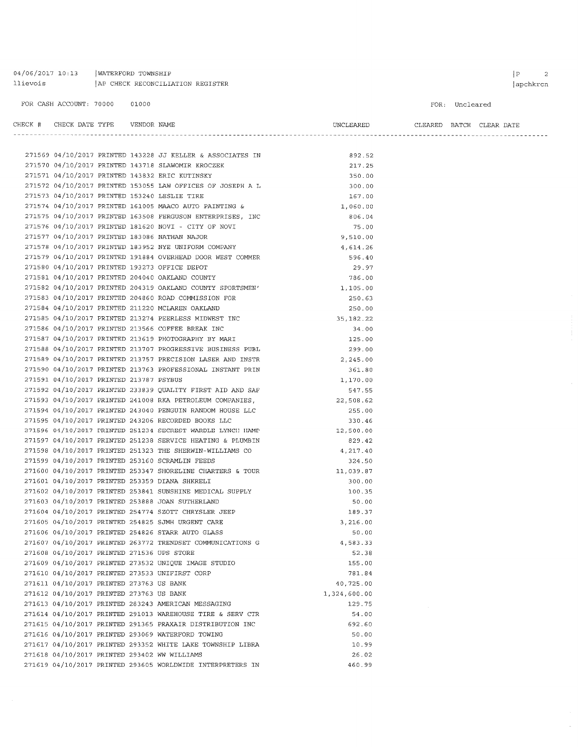04/06/2017 10:13 | WATERFORD TOWNSHIP
llievois | AP CHECK RECONCILIATION REGISTER

FOR CASH ACCOUNT: 70000 01000

FOR: Uncleared

| CHECK # | CHECK DATE | TYPE | VENDOR | NAME | UNCLEARED | CLEARED | BATCH | CLEAR DATE |
|---|---|---|---|---|---|---|---|---|
| 271569 | 04/10/2017 | PRINTED | 143228 | JJ KELLER & ASSOCIATES IN | 892.52 | | | |
| 271570 | 04/10/2017 | PRINTED | 143718 | SLAWOMIR KROCZEK | 217.25 | | | |
| 271571 | 04/10/2017 | PRINTED | 143832 | ERIC KUTINSKY | 350.00 | | | |
| 271572 | 04/10/2017 | PRINTED | 153055 | LAW OFFICES OF JOSEPH A L | 300.00 | | | |
| 271573 | 04/10/2017 | PRINTED | 153240 | LESLIE TIRE | 167.00 | | | |
| 271574 | 04/10/2017 | PRINTED | 161005 | MAACO AUTO PAINTING & | 1,060.00 | | | |
| 271575 | 04/10/2017 | PRINTED | 163508 | FERGUSON ENTERPRISES, INC | 806.04 | | | |
| 271576 | 04/10/2017 | PRINTED | 181620 | NOVI - CITY OF NOVI | 75.00 | | | |
| 271577 | 04/10/2017 | PRINTED | 183086 | NATHAN NAJOR | 9,510.00 | | | |
| 271578 | 04/10/2017 | PRINTED | 183952 | NYE UNIFORM COMPANY | 4,614.26 | | | |
| 271579 | 04/10/2017 | PRINTED | 191884 | OVERHEAD DOOR WEST COMMER | 596.40 | | | |
| 271580 | 04/10/2017 | PRINTED | 193273 | OFFICE DEPOT | 29.97 | | | |
| 271581 | 04/10/2017 | PRINTED | 204040 | OAKLAND COUNTY | 786.00 | | | |
| 271582 | 04/10/2017 | PRINTED | 204319 | OAKLAND COUNTY SPORTSMEN' | 1,105.00 | | | |
| 271583 | 04/10/2017 | PRINTED | 204860 | ROAD COMMISSION FOR | 250.63 | | | |
| 271584 | 04/10/2017 | PRINTED | 211220 | MCLAREN OAKLAND | 250.00 | | | |
| 271585 | 04/10/2017 | PRINTED | 213274 | PEERLESS MIDWEST INC | 35,182.22 | | | |
| 271586 | 04/10/2017 | PRINTED | 213566 | COFFEE BREAK INC | 34.00 | | | |
| 271587 | 04/10/2017 | PRINTED | 213619 | PHOTOGRAPHY BY MARI | 125.00 | | | |
| 271588 | 04/10/2017 | PRINTED | 213707 | PROGRESSIVE BUSINESS PUBL | 299.00 | | | |
| 271589 | 04/10/2017 | PRINTED | 213757 | PRECISION LASER AND INSTR | 2,245.00 | | | |
| 271590 | 04/10/2017 | PRINTED | 213763 | PROFESSIONAL INSTANT PRIN | 361.80 | | | |
| 271591 | 04/10/2017 | PRINTED | 213787 | PSYBUS | 1,170.00 | | | |
| 271592 | 04/10/2017 | PRINTED | 233839 | QUALITY FIRST AID AND SAF | 547.55 | | | |
| 271593 | 04/10/2017 | PRINTED | 241008 | RKA PETROLEUM COMPANIES, | 22,508.62 | | | |
| 271594 | 04/10/2017 | PRINTED | 243040 | PENGUIN RANDOM HOUSE LLC | 255.00 | | | |
| 271595 | 04/10/2017 | PRINTED | 243206 | RECORDED BOOKS LLC | 330.46 | | | |
| 271596 | 04/10/2017 | PRINTED | 251234 | SECREST WARDLE LYNCH HAMP | 12,500.00 | | | |
| 271597 | 04/10/2017 | PRINTED | 251238 | SERVICE HEATING & PLUMBIN | 829.42 | | | |
| 271598 | 04/10/2017 | PRINTED | 251323 | THE SHERWIN-WILLIAMS CO | 4,217.40 | | | |
| 271599 | 04/10/2017 | PRINTED | 253160 | SCRAMLIN FEEDS | 324.50 | | | |
| 271600 | 04/10/2017 | PRINTED | 253347 | SHORELINE CHARTERS & TOUR | 11,039.87 | | | |
| 271601 | 04/10/2017 | PRINTED | 253359 | DIANA SHKRELI | 300.00 | | | |
| 271602 | 04/10/2017 | PRINTED | 253841 | SUNSHINE MEDICAL SUPPLY | 100.35 | | | |
| 271603 | 04/10/2017 | PRINTED | 253888 | JOAN SUTHERLAND | 50.00 | | | |
| 271604 | 04/10/2017 | PRINTED | 254774 | SZOTT CHRYSLER JEEP | 189.37 | | | |
| 271605 | 04/10/2017 | PRINTED | 254825 | SJMH URGENT CARE | 3,216.00 | | | |
| 271606 | 04/10/2017 | PRINTED | 254826 | STARR AUTO GLASS | 50.00 | | | |
| 271607 | 04/10/2017 | PRINTED | 263772 | TRENDSET COMMUNICATIONS G | 4,583.33 | | | |
| 271608 | 04/10/2017 | PRINTED | 271536 | UPS STORE | 52.38 | | | |
| 271609 | 04/10/2017 | PRINTED | 273532 | UNIQUE IMAGE STUDIO | 155.00 | | | |
| 271610 | 04/10/2017 | PRINTED | 273533 | UNIFIRST CORP | 781.84 | | | |
| 271611 | 04/10/2017 | PRINTED | 273763 | US BANK | 40,725.00 | | | |
| 271612 | 04/10/2017 | PRINTED | 273763 | US BANK | 1,324,600.00 | | | |
| 271613 | 04/10/2017 | PRINTED | 283243 | AMERICAN MESSAGING | 129.75 | | | |
| 271614 | 04/10/2017 | PRINTED | 291013 | WAREHOUSE TIRE & SERV CTR | 54.00 | | | |
| 271615 | 04/10/2017 | PRINTED | 291365 | PRAXAIR DISTRIBUTION INC | 692.60 | | | |
| 271616 | 04/10/2017 | PRINTED | 293069 | WATERFORD TOWING | 50.00 | | | |
| 271617 | 04/10/2017 | PRINTED | 293352 | WHITE LAKE TOWNSHIP LIBRA | 10.99 | | | |
| 271618 | 04/10/2017 | PRINTED | 293402 | WW WILLIAMS | 26.02 | | | |
| 271619 | 04/10/2017 | PRINTED | 293605 | WORLDWIDE INTERPRETERS IN | 460.99 | | | |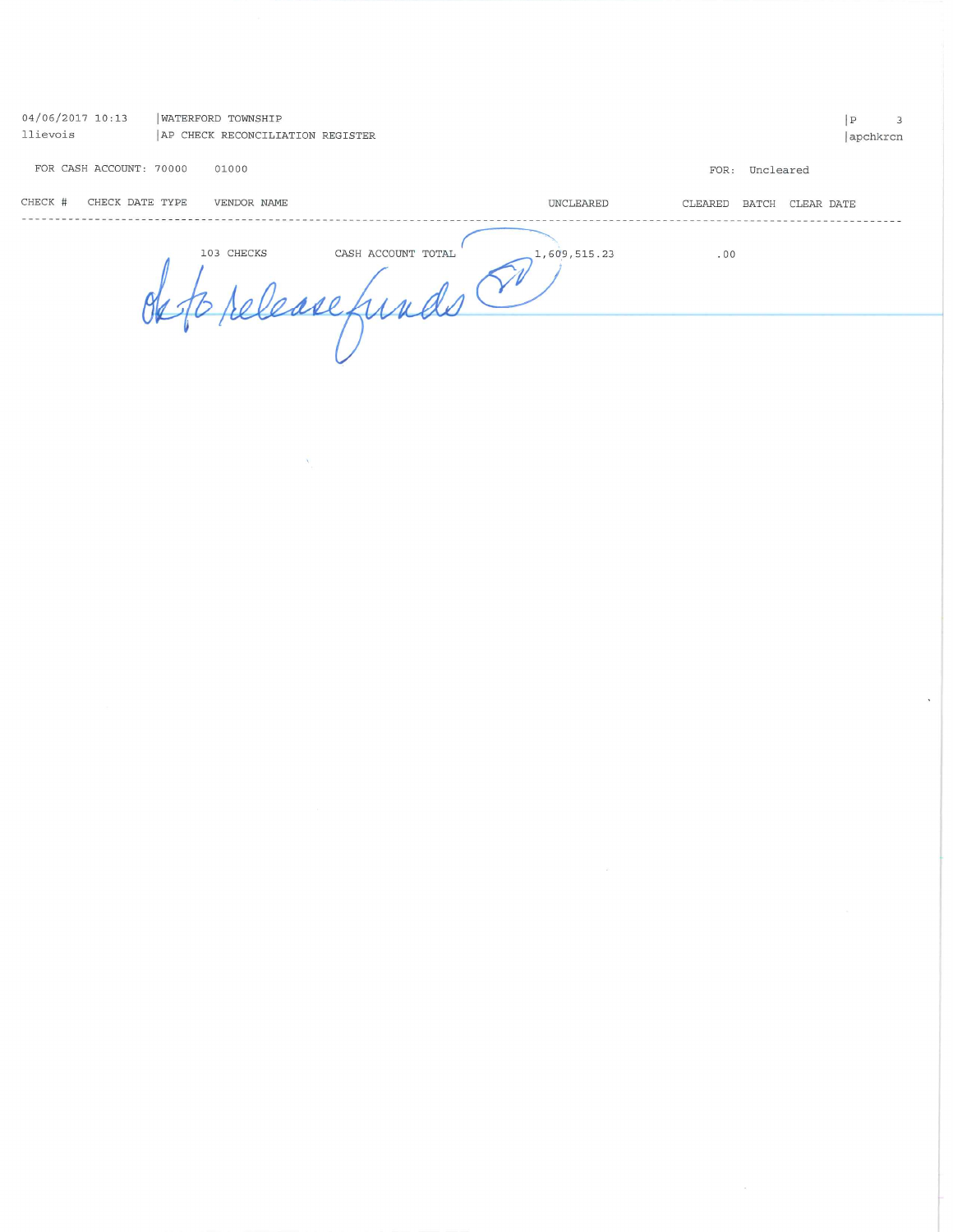04/06/2017 10:13 | WATERFORD TOWNSHIP
llievois | AP CHECK RECONCILIATION REGISTER

FOR CASH ACCOUNT: 70000 01000

FOR: Uncleared

| CHECK # | CHECK DATE | TYPE | VENDOR NAME | UNCLEARED | CLEARED | BATCH | CLEAR DATE |
|---|---|---|---|---|---|---|---|
| | 103 CHECKS | | CASH ACCOUNT TOTAL | 1,609,515.23 | .00 | | |

Ok to release funds EV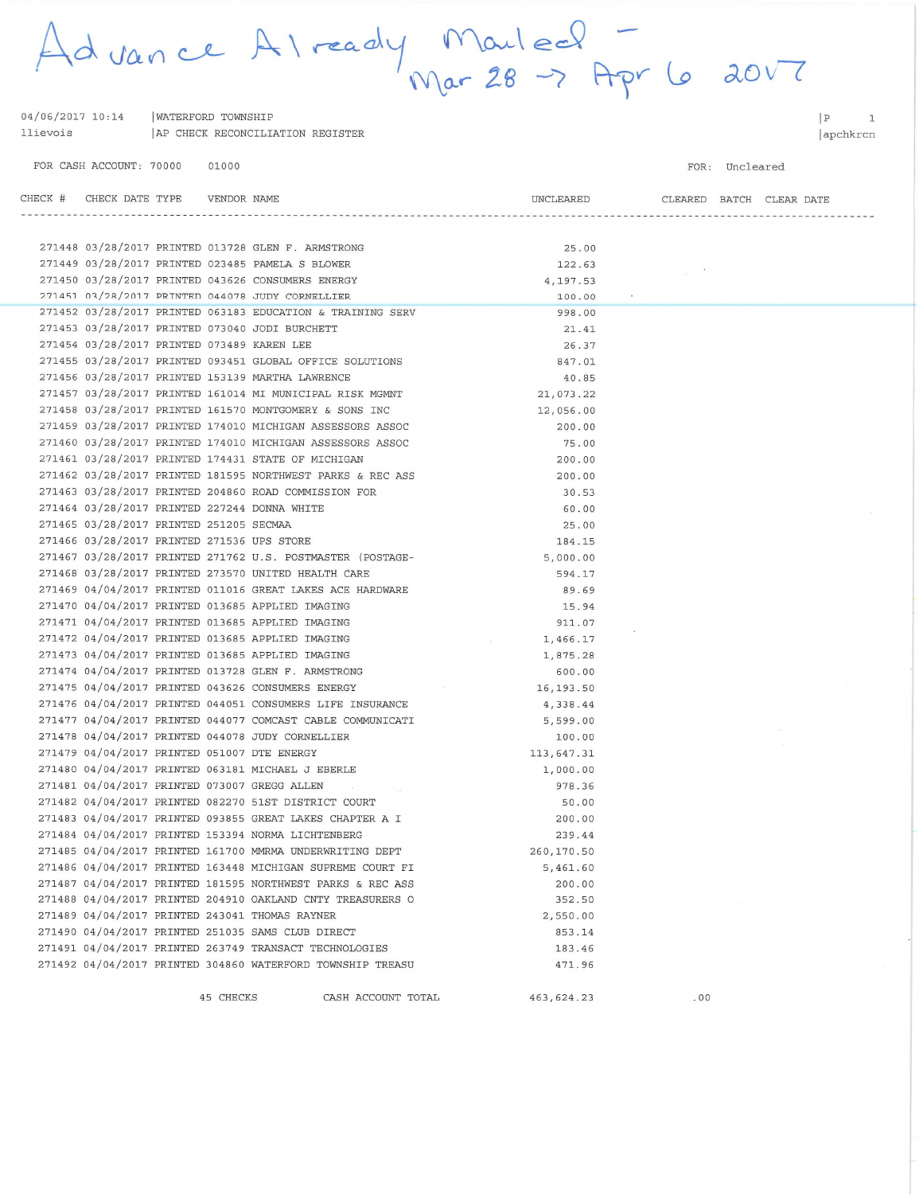Advance Already Mailed - Mar 28 → Apr 6 2017

04/06/2017 10:14 | WATERFORD TOWNSHIP
llievois | AP CHECK RECONCILIATION REGISTER

P 1
apchkrcn

FOR CASH ACCOUNT: 70000 01000

FOR: Uncleared

| CHECK # | CHECK DATE | TYPE | VENDOR NAME | | UNCLEARED | CLEARED | BATCH | CLEAR DATE |
|---|---|---|---|---|---|---|---|---|
| 271448 | 03/28/2017 | PRINTED | 013728 | GLEN F. ARMSTRONG | 25.00 | | | |
| 271449 | 03/28/2017 | PRINTED | 023485 | PAMELA S BLOWER | 122.63 | | | |
| 271450 | 03/28/2017 | PRINTED | 043626 | CONSUMERS ENERGY | 4,197.53 | | | |
| 271451 | 03/28/2017 | PRINTED | 044078 | JUDY CORNELLIER | 100.00 | | | |
| 271452 | 03/28/2017 | PRINTED | 063183 | EDUCATION & TRAINING SERV | 998.00 | | | |
| 271453 | 03/28/2017 | PRINTED | 073040 | JODI BURCHETT | 21.41 | | | |
| 271454 | 03/28/2017 | PRINTED | 073489 | KAREN LEE | 26.37 | | | |
| 271455 | 03/28/2017 | PRINTED | 093451 | GLOBAL OFFICE SOLUTIONS | 847.01 | | | |
| 271456 | 03/28/2017 | PRINTED | 153139 | MARTHA LAWRENCE | 40.85 | | | |
| 271457 | 03/28/2017 | PRINTED | 161014 | MI MUNICIPAL RISK MGMNT | 21,073.22 | | | |
| 271458 | 03/28/2017 | PRINTED | 161570 | MONTGOMERY & SONS INC | 12,056.00 | | | |
| 271459 | 03/28/2017 | PRINTED | 174010 | MICHIGAN ASSESSORS ASSOC | 200.00 | | | |
| 271460 | 03/28/2017 | PRINTED | 174010 | MICHIGAN ASSESSORS ASSOC | 75.00 | | | |
| 271461 | 03/28/2017 | PRINTED | 174431 | STATE OF MICHIGAN | 200.00 | | | |
| 271462 | 03/28/2017 | PRINTED | 181595 | NORTHWEST PARKS & REC ASS | 200.00 | | | |
| 271463 | 03/28/2017 | PRINTED | 204860 | ROAD COMMISSION FOR | 30.53 | | | |
| 271464 | 03/28/2017 | PRINTED | 227244 | DONNA WHITE | 60.00 | | | |
| 271465 | 03/28/2017 | PRINTED | 251205 | SECMAA | 25.00 | | | |
| 271466 | 03/28/2017 | PRINTED | 271536 | UPS STORE | 184.15 | | | |
| 271467 | 03/28/2017 | PRINTED | 271762 | U.S. POSTMASTER (POSTAGE- | 5,000.00 | | | |
| 271468 | 03/28/2017 | PRINTED | 273570 | UNITED HEALTH CARE | 594.17 | | | |
| 271469 | 04/04/2017 | PRINTED | 011016 | GREAT LAKES ACE HARDWARE | 89.69 | | | |
| 271470 | 04/04/2017 | PRINTED | 013685 | APPLIED IMAGING | 15.94 | | | |
| 271471 | 04/04/2017 | PRINTED | 013685 | APPLIED IMAGING | 911.07 | | | |
| 271472 | 04/04/2017 | PRINTED | 013685 | APPLIED IMAGING | 1,466.17 | | | |
| 271473 | 04/04/2017 | PRINTED | 013685 | APPLIED IMAGING | 1,875.28 | | | |
| 271474 | 04/04/2017 | PRINTED | 013728 | GLEN F. ARMSTRONG | 600.00 | | | |
| 271475 | 04/04/2017 | PRINTED | 043626 | CONSUMERS ENERGY | 16,193.50 | | | |
| 271476 | 04/04/2017 | PRINTED | 044051 | CONSUMERS LIFE INSURANCE | 4,338.44 | | | |
| 271477 | 04/04/2017 | PRINTED | 044077 | COMCAST CABLE COMMUNICATI | 5,599.00 | | | |
| 271478 | 04/04/2017 | PRINTED | 044078 | JUDY CORNELLIER | 100.00 | | | |
| 271479 | 04/04/2017 | PRINTED | 051007 | DTE ENERGY | 113,647.31 | | | |
| 271480 | 04/04/2017 | PRINTED | 063181 | MICHAEL J EBERLE | 1,000.00 | | | |
| 271481 | 04/04/2017 | PRINTED | 073007 | GREGG ALLEN | 978.36 | | | |
| 271482 | 04/04/2017 | PRINTED | 082270 | 51ST DISTRICT COURT | 50.00 | | | |
| 271483 | 04/04/2017 | PRINTED | 093855 | GREAT LAKES CHAPTER A I | 200.00 | | | |
| 271484 | 04/04/2017 | PRINTED | 153394 | NORMA LICHTENBERG | 239.44 | | | |
| 271485 | 04/04/2017 | PRINTED | 161700 | MMRMA UNDERWRITING DEPT | 260,170.50 | | | |
| 271486 | 04/04/2017 | PRINTED | 163448 | MICHIGAN SUPREME COURT FI | 5,461.60 | | | |
| 271487 | 04/04/2017 | PRINTED | 181595 | NORTHWEST PARKS & REC ASS | 200.00 | | | |
| 271488 | 04/04/2017 | PRINTED | 204910 | OAKLAND CNTY TREASURERS O | 352.50 | | | |
| 271489 | 04/04/2017 | PRINTED | 243041 | THOMAS RAYNER | 2,550.00 | | | |
| 271490 | 04/04/2017 | PRINTED | 251035 | SAMS CLUB DIRECT | 853.14 | | | |
| 271491 | 04/04/2017 | PRINTED | 263749 | TRANSACT TECHNOLOGIES | 183.46 | | | |
| 271492 | 04/04/2017 | PRINTED | 304860 | WATERFORD TOWNSHIP TREASU | 471.96 | | | |
| | | | 45 CHECKS | CASH ACCOUNT TOTAL | 463,624.23 | .00 | | |